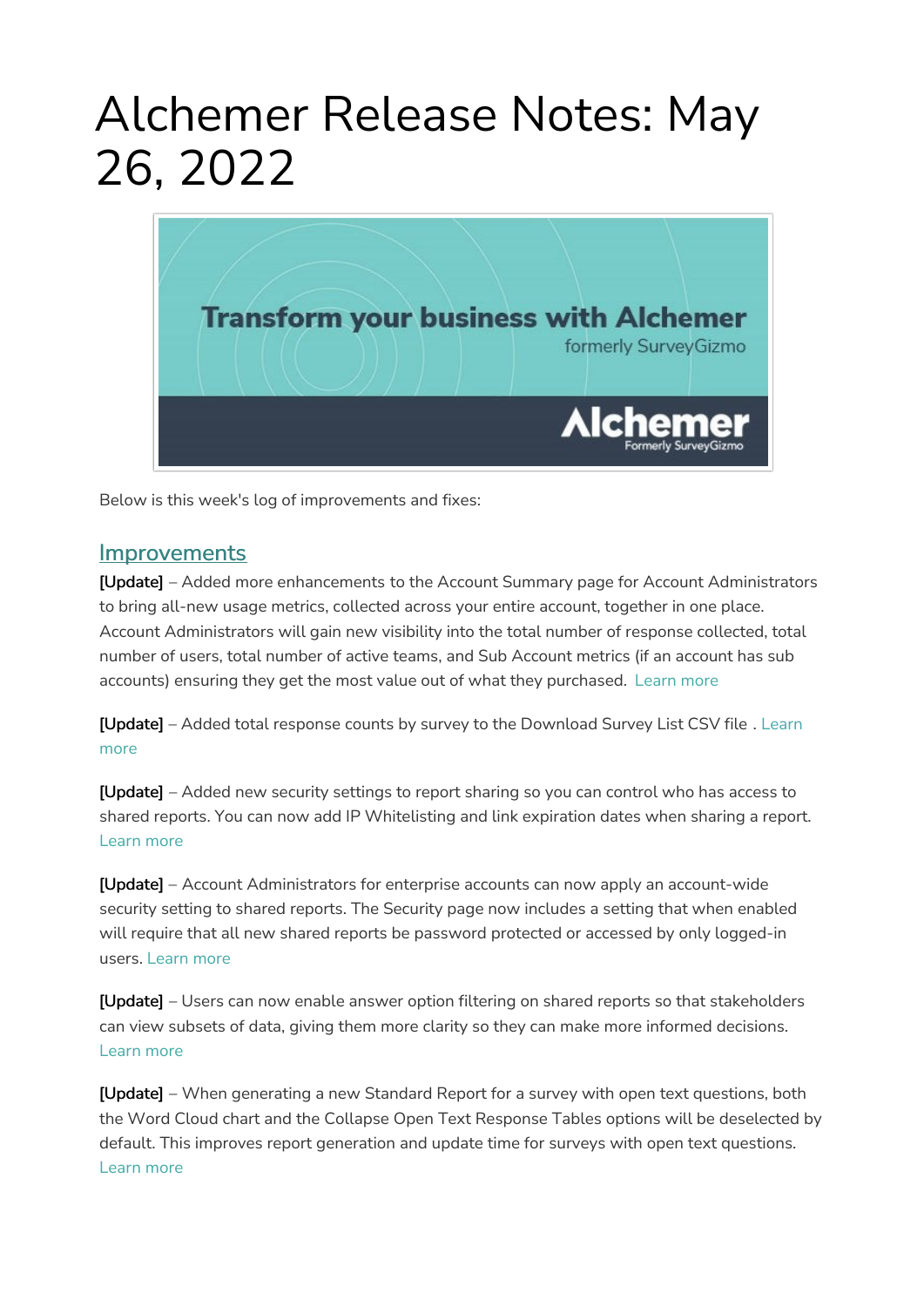# Alchemer Release Notes: May 26, 2022

Below is this week's log of improvements and fixes:

## Improvements

**[Update]** – Added more enhancements to the Account Summary page for Account Administrators to bring all-new usage metrics, collected across your entire account, together in one place. Account Administrators will gain new visibility into the total number of response collected, total number of users, total number of active teams, and Sub Account metrics (if an account has sub accounts) ensuring they get the most value out of what they purchased. Learn more

**[Update]** – Added total response counts by survey to the Download Survey List CSV file . Learn more

**[Update]** – Added new security settings to report sharing so you can control who has access to shared reports. You can now add IP Whitelisting and link expiration dates when sharing a report. Learn more

**[Update]** – Account Administrators for enterprise accounts can now apply an account-wide security setting to shared reports. The Security page now includes a setting that when enabled will require that all new shared reports be password protected or accessed by only logged-in users. Learn more

**[Update]** – Users can now enable answer option filtering on shared reports so that stakeholders can view subsets of data, giving them more clarity so they can make more informed decisions. Learn more

**[Update]** – When generating a new Standard Report for a survey with open text questions, both the Word Cloud chart and the Collapse Open Text Response Tables options will be deselected by default. This improves report generation and update time for surveys with open text questions. Learn more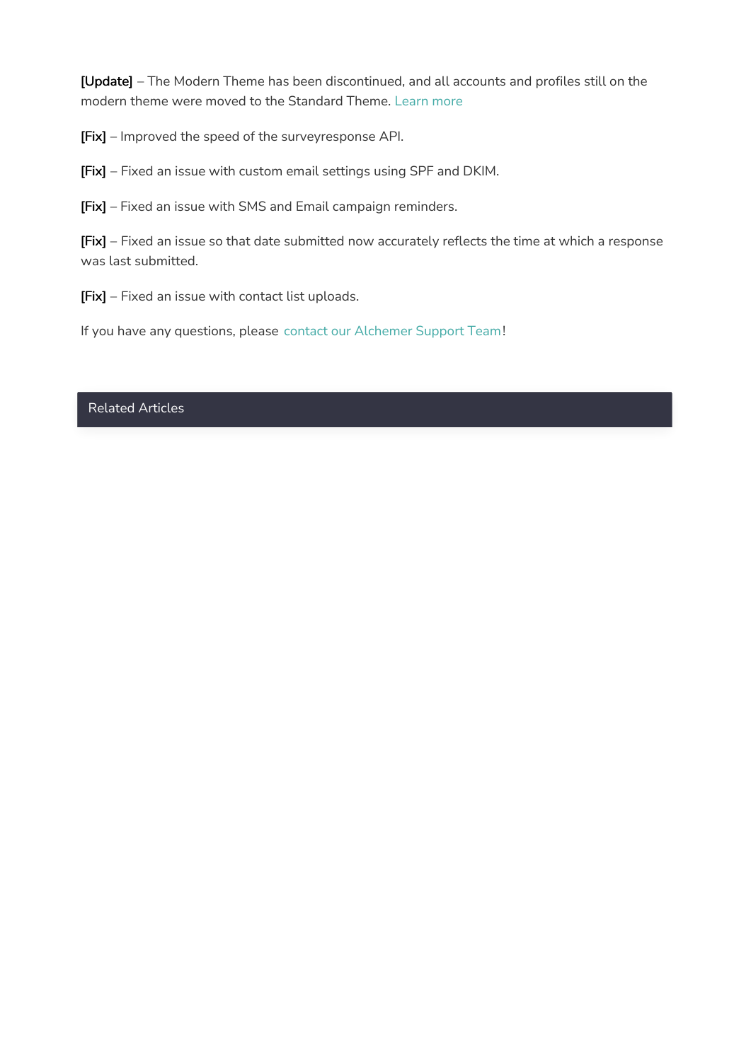**[Update]** – The Modern Theme has been discontinued, and all accounts and profiles still on the modern theme were moved to the Standard Theme. Learn more

**[Fix]** – Improved the speed of the surveyresponse API.

**[Fix]** – Fixed an issue with custom email settings using SPF and DKIM.

**[Fix]** – Fixed an issue with SMS and Email campaign reminders.

**[Fix]** – Fixed an issue so that date submitted now accurately reflects the time at which a response was last submitted.

**[Fix]** – Fixed an issue with contact list uploads.

If you have any questions, please contact our Alchemer Support Team!

## Related Articles